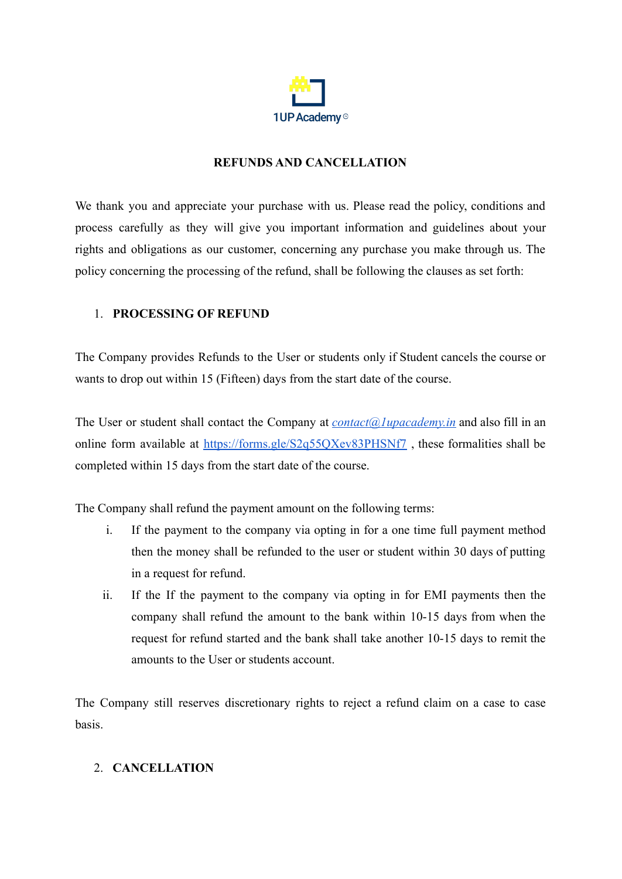1UP Academy

# REFUNDS AND CANCELLATION

We thank you and appreciate your purchase with us. Please read the policy, conditions and process carefully as they will give you important information and guidelines about your rights and obligations as our customer, concerning any purchase you make through us. The policy concerning the processing of the refund, shall be following the clauses as set forth:

## 1. PROCESSING OF REFUND

The Company provides Refunds to the User or students only if Student cancels the course or wants to drop out within 15 (Fifteen) days from the start date of the course.

The User or student shall contact the Company at *contact@1upacademy.in* and also fill in an online form available at https://forms.gle/S2q55QXev83PHSNf7 , these formalities shall be completed within 15 days from the start date of the course.

The Company shall refund the payment amount on the following terms:

i. If the payment to the company via opting in for a one time full payment method then the money shall be refunded to the user or student within 30 days of putting in a request for refund.

ii. If the If the payment to the company via opting in for EMI payments then the company shall refund the amount to the bank within 10-15 days from when the request for refund started and the bank shall take another 10-15 days to remit the amounts to the User or students account.

The Company still reserves discretionary rights to reject a refund claim on a case to case basis.

## 2. CANCELLATION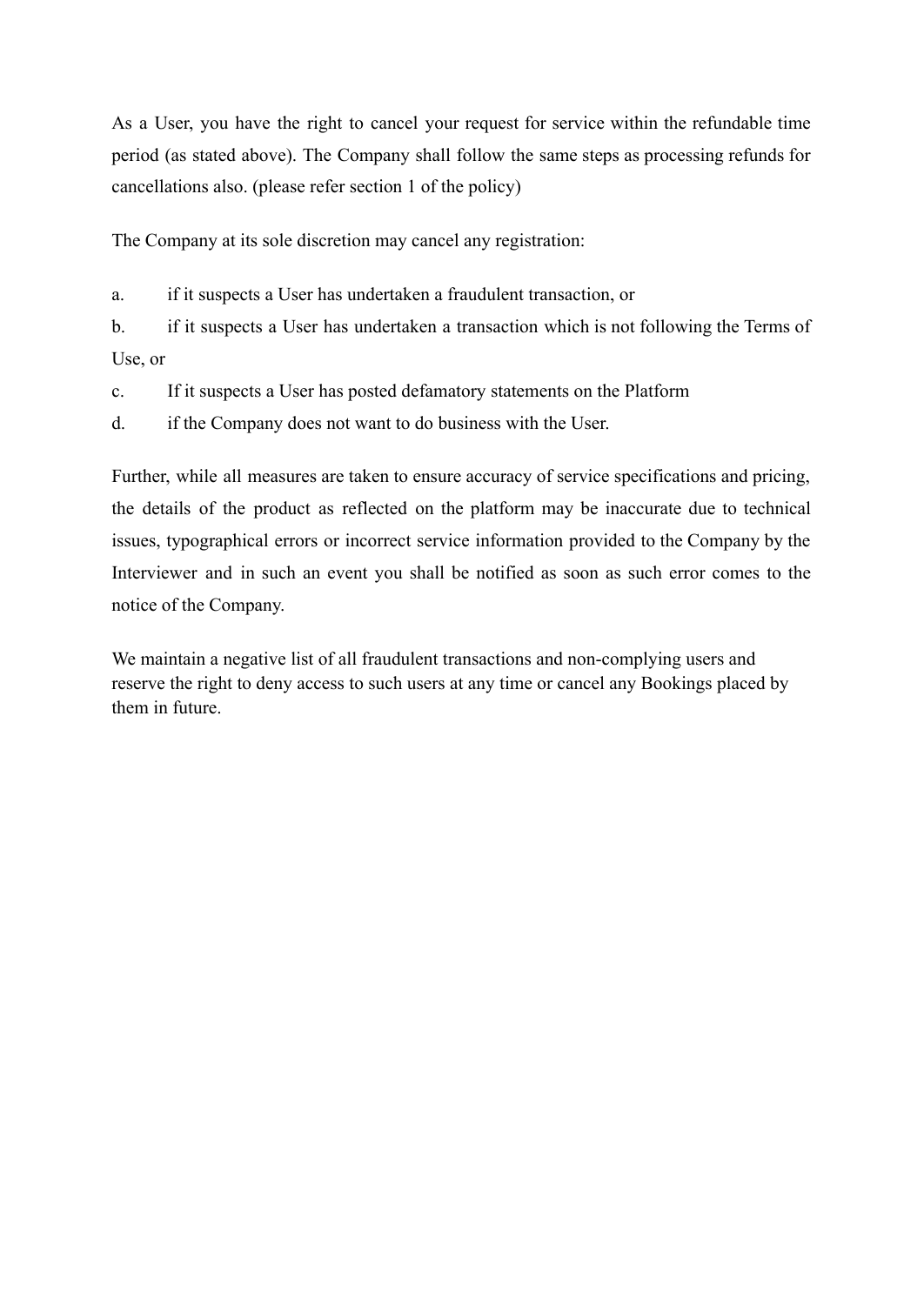As a User, you have the right to cancel your request for service within the refundable time period (as stated above). The Company shall follow the same steps as processing refunds for cancellations also. (please refer section 1 of the policy)

The Company at its sole discretion may cancel any registration:

a. if it suspects a User has undertaken a fraudulent transaction, or

b. if it suspects a User has undertaken a transaction which is not following the Terms of Use, or

c. If it suspects a User has posted defamatory statements on the Platform

d. if the Company does not want to do business with the User.

Further, while all measures are taken to ensure accuracy of service specifications and pricing, the details of the product as reflected on the platform may be inaccurate due to technical issues, typographical errors or incorrect service information provided to the Company by the Interviewer and in such an event you shall be notified as soon as such error comes to the notice of the Company.

We maintain a negative list of all fraudulent transactions and non-complying users and reserve the right to deny access to such users at any time or cancel any Bookings placed by them in future.